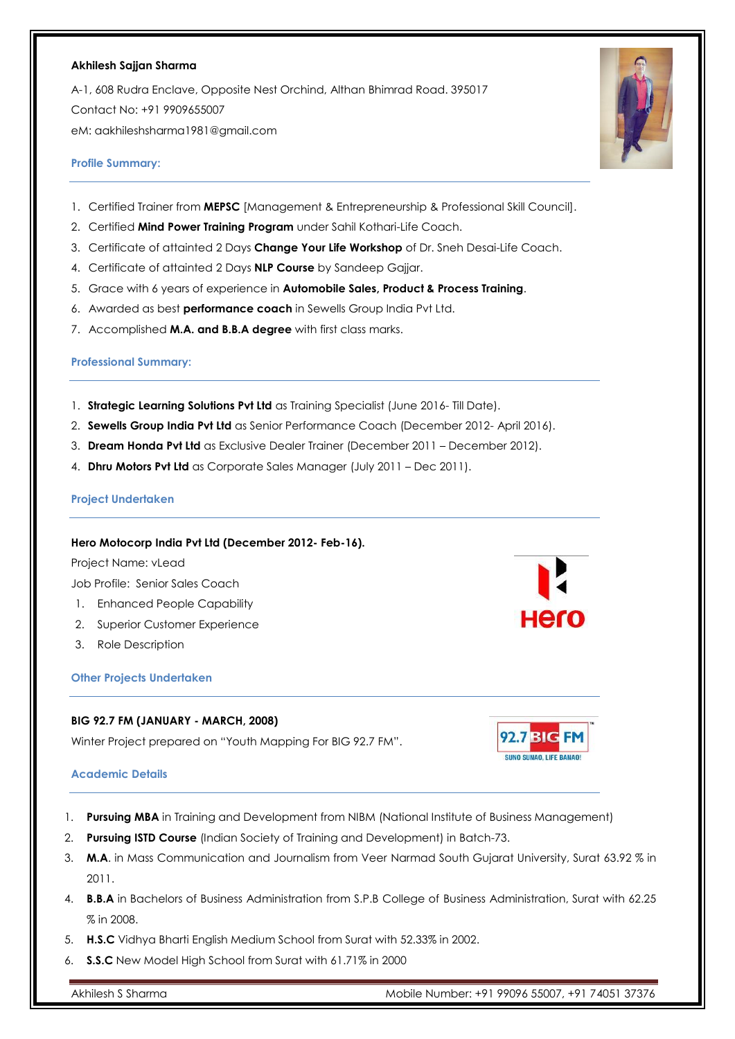**Akhilesh Sajjan Sharma**

A-1, 608 Rudra Enclave, Opposite Nest Orchind, Althan Bhimrad Road. 395017

Contact No: +91 9909655007

eM: aakhileshsharma1981@gmail.com

## Profile Summary:

1. Certified Trainer from **MEPSC** [Management & Entrepreneurship & Professional Skill Council].
2. Certified **Mind Power Training Program** under Sahil Kothari-Life Coach.
3. Certificate of attainted 2 Days **Change Your Life Workshop** of Dr. Sneh Desai-Life Coach.
4. Certificate of attainted 2 Days **NLP Course** by Sandeep Gajjar.
5. Grace with 6 years of experience in **Automobile Sales, Product & Process Training**.
6. Awarded as best **performance coach** in Sewells Group India Pvt Ltd.
7. Accomplished **M.A. and B.B.A degree** with first class marks.

## Professional Summary:

1. **Strategic Learning Solutions Pvt Ltd** as Training Specialist (June 2016- Till Date).
2. **Sewells Group India Pvt Ltd** as Senior Performance Coach (December 2012- April 2016).
3. **Dream Honda Pvt Ltd** as Exclusive Dealer Trainer (December 2011 – December 2012).
4. **Dhru Motors Pvt Ltd** as Corporate Sales Manager (July 2011 – Dec 2011).

## Project Undertaken

**Hero Motocorp India Pvt Ltd (December 2012- Feb-16).**

Project Name: vLead

Job Profile: Senior Sales Coach

1. Enhanced People Capability
2. Superior Customer Experience
3. Role Description

## Other Projects Undertaken

**BIG 92.7 FM (JANUARY - MARCH, 2008)**

Winter Project prepared on "Youth Mapping For BIG 92.7 FM".

## Academic Details

1. **Pursuing MBA** in Training and Development from NIBM (National Institute of Business Management)
2. **Pursuing ISTD Course** (Indian Society of Training and Development) in Batch-73.
3. **M.A.** in Mass Communication and Journalism from Veer Narmad South Gujarat University, Surat 63.92 % in 2011.
4. **B.B.A** in Bachelors of Business Administration from S.P.B College of Business Administration, Surat with 62.25 % in 2008.
5. **H.S.C** Vidhya Bharti English Medium School from Surat with 52.33% in 2002.
6. **S.S.C** New Model High School from Surat with 61.71% in 2000

Akhilesh S Sharma Mobile Number: +91 99096 55007, +91 74051 37376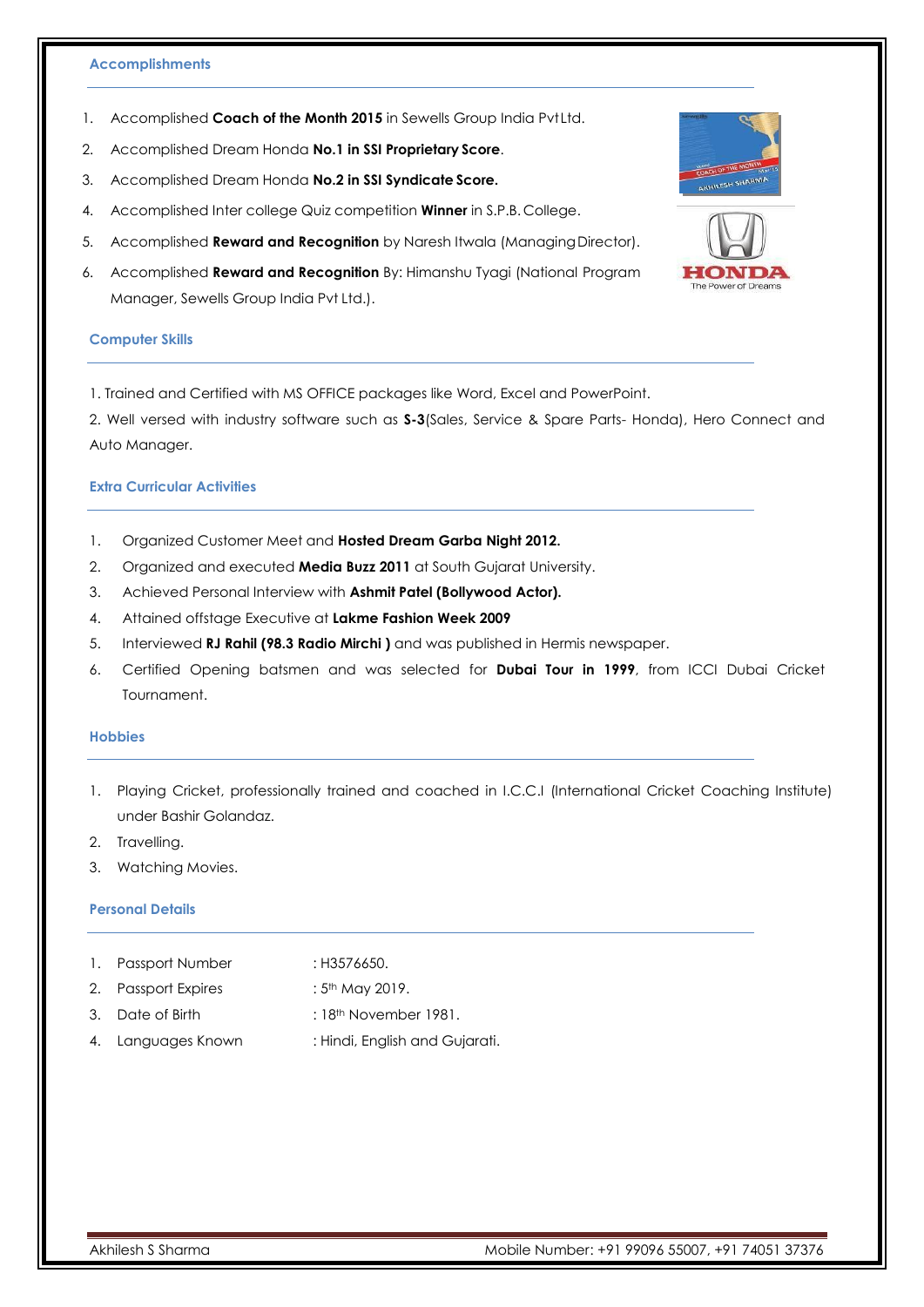## Accomplishments

1. Accomplished **Coach of the Month 2015** in Sewells Group India Pvt Ltd.
2. Accomplished Dream Honda **No.1 in SSI Proprietary Score**.
3. Accomplished Dream Honda **No.2 in SSI Syndicate Score.**
4. Accomplished Inter college Quiz competition **Winner** in S.P.B. College.
5. Accomplished **Reward and Recognition** by Naresh Itwala (Managing Director).
6. Accomplished **Reward and Recognition** By: Himanshu Tyagi (National Program Manager, Sewells Group India Pvt Ltd.).

## Computer Skills

1. Trained and Certified with MS OFFICE packages like Word, Excel and PowerPoint.

2. Well versed with industry software such as **S-3**(Sales, Service & Spare Parts- Honda), Hero Connect and Auto Manager.

## Extra Curricular Activities

1. Organized Customer Meet and **Hosted Dream Garba Night 2012.**
2. Organized and executed **Media Buzz 2011** at South Gujarat University.
3. Achieved Personal Interview with **Ashmit Patel (Bollywood Actor).**
4. Attained offstage Executive at **Lakme Fashion Week 2009**
5. Interviewed **RJ Rahil (98.3 Radio Mirchi )** and was published in Hermis newspaper.
6. Certified Opening batsmen and was selected for **Dubai Tour in 1999**, from ICCI Dubai Cricket Tournament.

## Hobbies

1. Playing Cricket, professionally trained and coached in I.C.C.I (International Cricket Coaching Institute) under Bashir Golandaz.
2. Travelling.
3. Watching Movies.

## Personal Details

| | | |
|---|---|---|
| 1. | Passport Number | : H3576650. |
| 2. | Passport Expires | : 5th May 2019. |
| 3. | Date of Birth | : 18th November 1981. |
| 4. | Languages Known | : Hindi, English and Gujarati. |